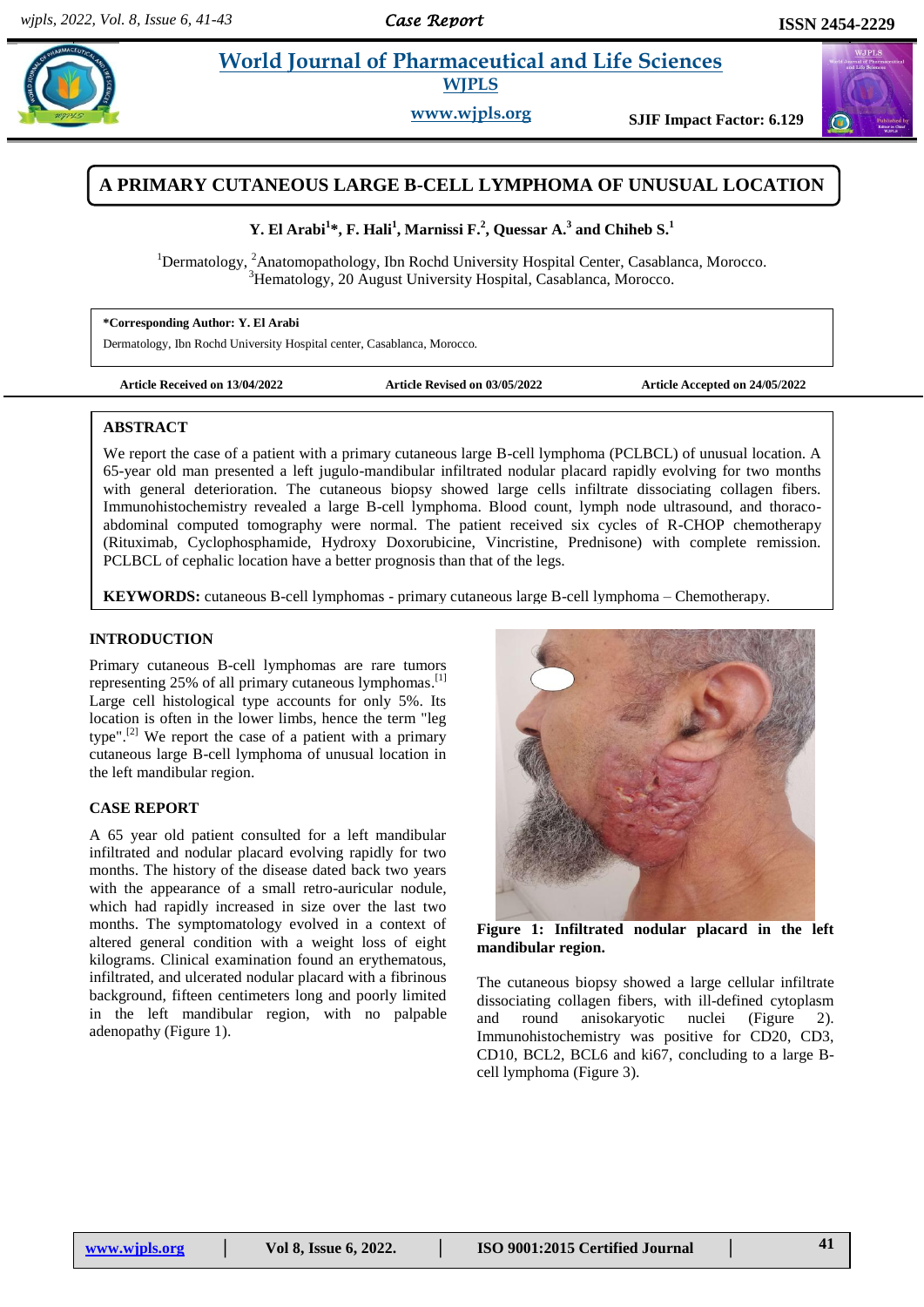# A PRIMARY CUTANEOUS LARGE B-CELL LYMPHOMA OF UNUSUAL LOCATION

**Y. El Arabi[1]*, F. Hali[1], Marnissi F.[2], Quessar A.[3] and Chiheb S.[1]**

[1]Dermatology, [2]Anatomopathology, Ibn Rochd University Hospital Center, Casablanca, Morocco.
[3]Hematology, 20 August University Hospital, Casablanca, Morocco.

**\*Corresponding Author: Y. El Arabi**
Dermatology, Ibn Rochd University Hospital center, Casablanca, Morocco.

**Article Received on 13/04/2022** **Article Revised on 03/05/2022** **Article Accepted on 24/05/2022**

## ABSTRACT

We report the case of a patient with a primary cutaneous large B-cell lymphoma (PCLBCL) of unusual location. A 65-year old man presented a left jugulo-mandibular infiltrated nodular placard rapidly evolving for two months with general deterioration. The cutaneous biopsy showed large cells infiltrate dissociating collagen fibers. Immunohistochemistry revealed a large B-cell lymphoma. Blood count, lymph node ultrasound, and thoraco-abdominal computed tomography were normal. The patient received six cycles of R-CHOP chemotherapy (Rituximab, Cyclophosphamide, Hydroxy Doxorubicine, Vincristine, Prednisone) with complete remission. PCLBCL of cephalic location have a better prognosis than that of the legs.

**KEYWORDS:** cutaneous B-cell lymphomas - primary cutaneous large B-cell lymphoma – Chemotherapy.

## INTRODUCTION

Primary cutaneous B-cell lymphomas are rare tumors representing 25% of all primary cutaneous lymphomas.[1] Large cell histological type accounts for only 5%. Its location is often in the lower limbs, hence the term "leg type".[2] We report the case of a patient with a primary cutaneous large B-cell lymphoma of unusual location in the left mandibular region.

## CASE REPORT

A 65 year old patient consulted for a left mandibular infiltrated and nodular placard evolving rapidly for two months. The history of the disease dated back two years with the appearance of a small retro-auricular nodule, which had rapidly increased in size over the last two months. The symptomatology evolved in a context of altered general condition with a weight loss of eight kilograms. Clinical examination found an erythematous, infiltrated, and ulcerated nodular placard with a fibrinous background, fifteen centimeters long and poorly limited in the left mandibular region, with no palpable adenopathy (Figure 1).

**Figure 1: Infiltrated nodular placard in the left mandibular region.**

The cutaneous biopsy showed a large cellular infiltrate dissociating collagen fibers, with ill-defined cytoplasm and round anisokaryotic nuclei (Figure 2). Immunohistochemistry was positive for CD20, CD3, CD10, BCL2, BCL6 and ki67, concluding to a large B-cell lymphoma (Figure 3).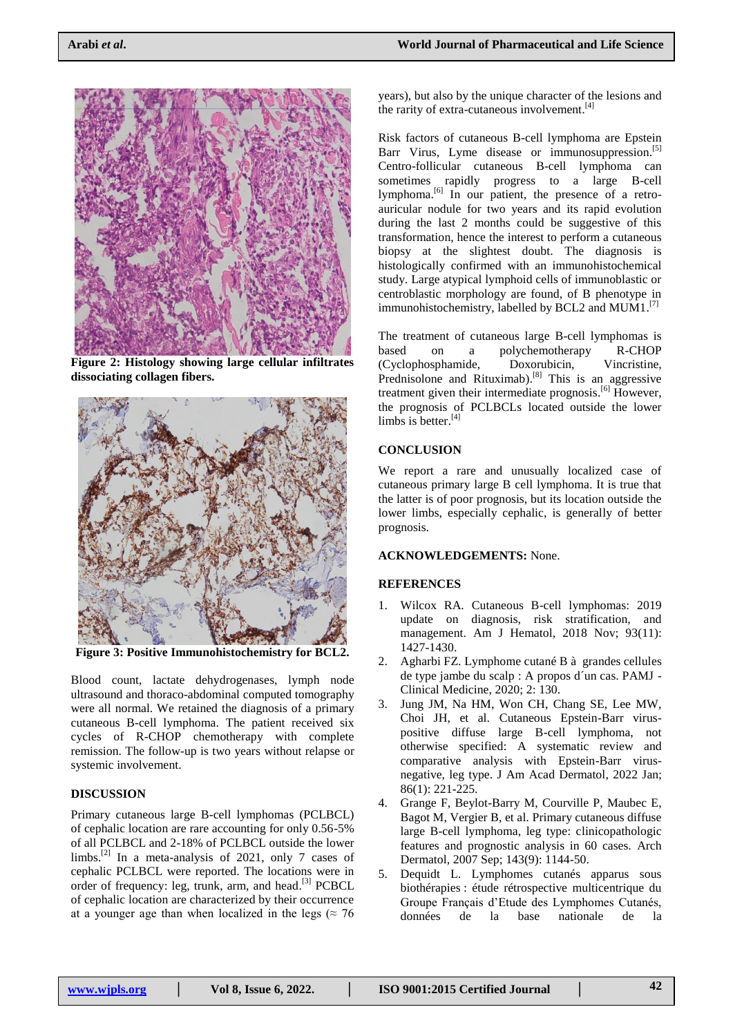**Figure 2: Histology showing large cellular infiltrates dissociating collagen fibers.**

**Figure 3: Positive Immunohistochemistry for BCL2.**

Blood count, lactate dehydrogenases, lymph node ultrasound and thoraco-abdominal computed tomography were all normal. We retained the diagnosis of a primary cutaneous B-cell lymphoma. The patient received six cycles of R-CHOP chemotherapy with complete remission. The follow-up is two years without relapse or systemic involvement.

## DISCUSSION

Primary cutaneous large B-cell lymphomas (PCLBCL) of cephalic location are rare accounting for only 0.56-5% of all PCLBCL and 2-18% of PCLBCL outside the lower limbs.[2] In a meta-analysis of 2021, only 7 cases of cephalic PCLBCL were reported. The locations were in order of frequency: leg, trunk, arm, and head.[3] PCBCL of cephalic location are characterized by their occurrence at a younger age than when localized in the legs (≈ 76 years), but also by the unique character of the lesions and the rarity of extra-cutaneous involvement.[4]

Risk factors of cutaneous B-cell lymphoma are Epstein Barr Virus, Lyme disease or immunosuppression.[5] Centro-follicular cutaneous B-cell lymphoma can sometimes rapidly progress to a large B-cell lymphoma.[6] In our patient, the presence of a retro-auricular nodule for two years and its rapid evolution during the last 2 months could be suggestive of this transformation, hence the interest to perform a cutaneous biopsy at the slightest doubt. The diagnosis is histologically confirmed with an immunohistochemical study. Large atypical lymphoid cells of immunoblastic or centroblastic morphology are found, of B phenotype in immunohistochemistry, labelled by BCL2 and MUM1.[7]

The treatment of cutaneous large B-cell lymphomas is based on a polychemotherapy R-CHOP (Cyclophosphamide, Doxorubicin, Vincristine, Prednisolone and Rituximab).[8] This is an aggressive treatment given their intermediate prognosis.[6] However, the prognosis of PCLBCLs located outside the lower limbs is better.[4]

## CONCLUSION

We report a rare and unusually localized case of cutaneous primary large B cell lymphoma. It is true that the latter is of poor prognosis, but its location outside the lower limbs, especially cephalic, is generally of better prognosis.

**ACKNOWLEDGEMENTS:** None.

## REFERENCES

1. Wilcox RA. Cutaneous B-cell lymphomas: 2019 update on diagnosis, risk stratification, and management. Am J Hematol, 2018 Nov; 93(11): 1427-1430.
2. Agharbi FZ. Lymphome cutané B à grandes cellules de type jambe du scalp : A propos d´un cas. PAMJ - Clinical Medicine, 2020; 2: 130.
3. Jung JM, Na HM, Won CH, Chang SE, Lee MW, Choi JH, et al. Cutaneous Epstein-Barr virus-positive diffuse large B-cell lymphoma, not otherwise specified: A systematic review and comparative analysis with Epstein-Barr virus-negative, leg type. J Am Acad Dermatol, 2022 Jan; 86(1): 221-225.
4. Grange F, Beylot-Barry M, Courville P, Maubec E, Bagot M, Vergier B, et al. Primary cutaneous diffuse large B-cell lymphoma, leg type: clinicopathologic features and prognostic analysis in 60 cases. Arch Dermatol, 2007 Sep; 143(9): 1144-50.
5. Dequidt L. Lymphomes cutanés apparus sous biothérapies : étude rétrospective multicentrique du Groupe Français d'Etude des Lymphomes Cutanés, données de la base nationale de la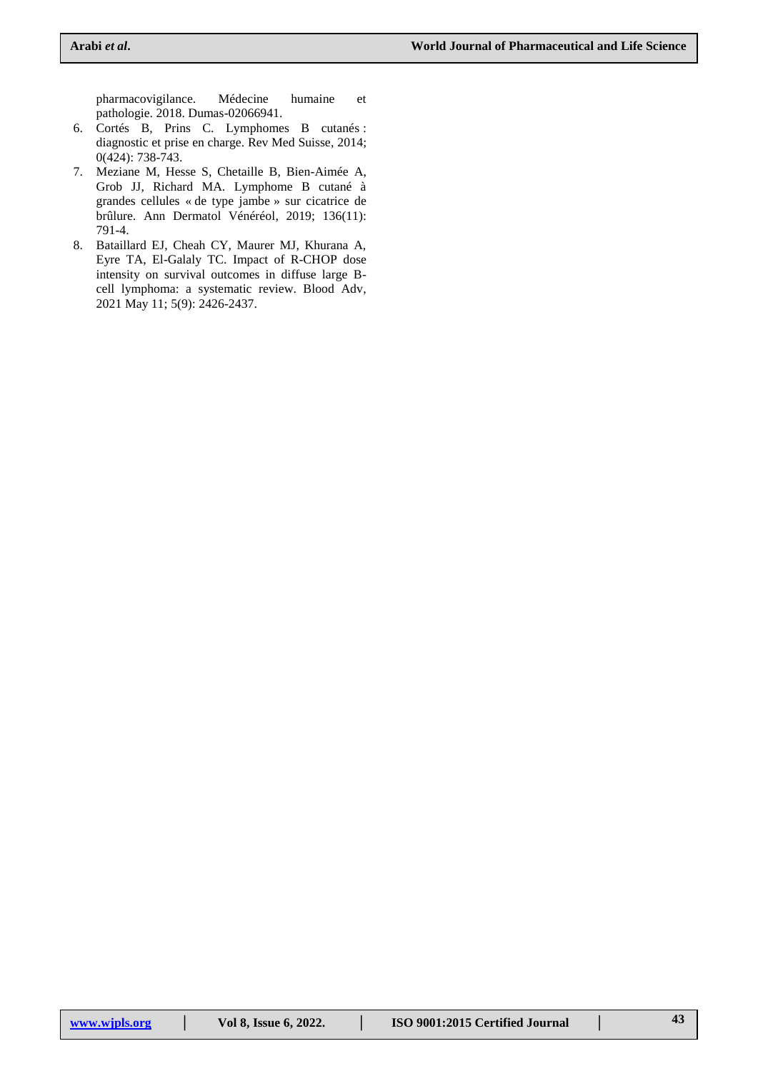pharmacovigilance. Médecine humaine et pathologie. 2018. Dumas-02066941.

6. Cortés B, Prins C. Lymphomes B cutanés : diagnostic et prise en charge. Rev Med Suisse, 2014; 0(424): 738-743.
7. Meziane M, Hesse S, Chetaille B, Bien-Aimée A, Grob JJ, Richard MA. Lymphome B cutané à grandes cellules « de type jambe » sur cicatrice de brûlure. Ann Dermatol Vénéréol, 2019; 136(11): 791-4.
8. Bataillard EJ, Cheah CY, Maurer MJ, Khurana A, Eyre TA, El-Galaly TC. Impact of R-CHOP dose intensity on survival outcomes in diffuse large B-cell lymphoma: a systematic review. Blood Adv, 2021 May 11; 5(9): 2426-2437.